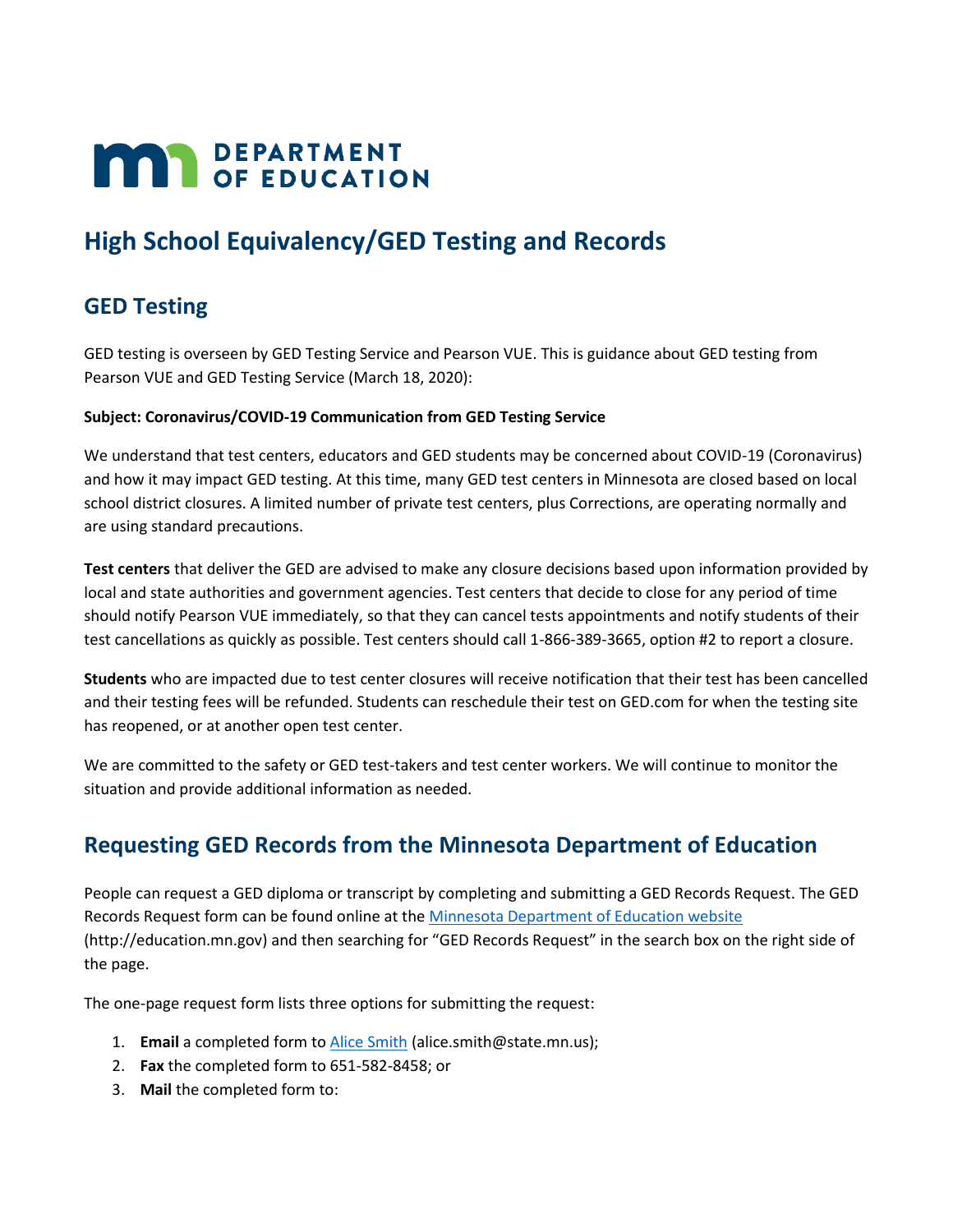# High School Equivalency/GED Testing and Records

## GED Testing

GED testing is overseen by GED Testing Service and Pearson VUE. This is guidance about GED testing from Pearson VUE and GED Testing Service (March 18, 2020):

**Subject: Coronavirus/COVID-19 Communication from GED Testing Service**

We understand that test centers, educators and GED students may be concerned about COVID-19 (Coronavirus) and how it may impact GED testing. At this time, many GED test centers in Minnesota are closed based on local school district closures. A limited number of private test centers, plus Corrections, are operating normally and are using standard precautions.

**Test centers** that deliver the GED are advised to make any closure decisions based upon information provided by local and state authorities and government agencies. Test centers that decide to close for any period of time should notify Pearson VUE immediately, so that they can cancel tests appointments and notify students of their test cancellations as quickly as possible. Test centers should call 1-866-389-3665, option #2 to report a closure.

**Students** who are impacted due to test center closures will receive notification that their test has been cancelled and their testing fees will be refunded. Students can reschedule their test on GED.com for when the testing site has reopened, or at another open test center.

We are committed to the safety or GED test-takers and test center workers. We will continue to monitor the situation and provide additional information as needed.

## Requesting GED Records from the Minnesota Department of Education

People can request a GED diploma or transcript by completing and submitting a GED Records Request. The GED Records Request form can be found online at the [Minnesota Department of Education website](http://education.mn.gov) (http://education.mn.gov) and then searching for "GED Records Request" in the search box on the right side of the page.

The one-page request form lists three options for submitting the request:

1. **Email** a completed form to [Alice Smith](mailto:alice.smith@state.mn.us) (alice.smith@state.mn.us);
2. **Fax** the completed form to 651-582-8458; or
3. **Mail** the completed form to: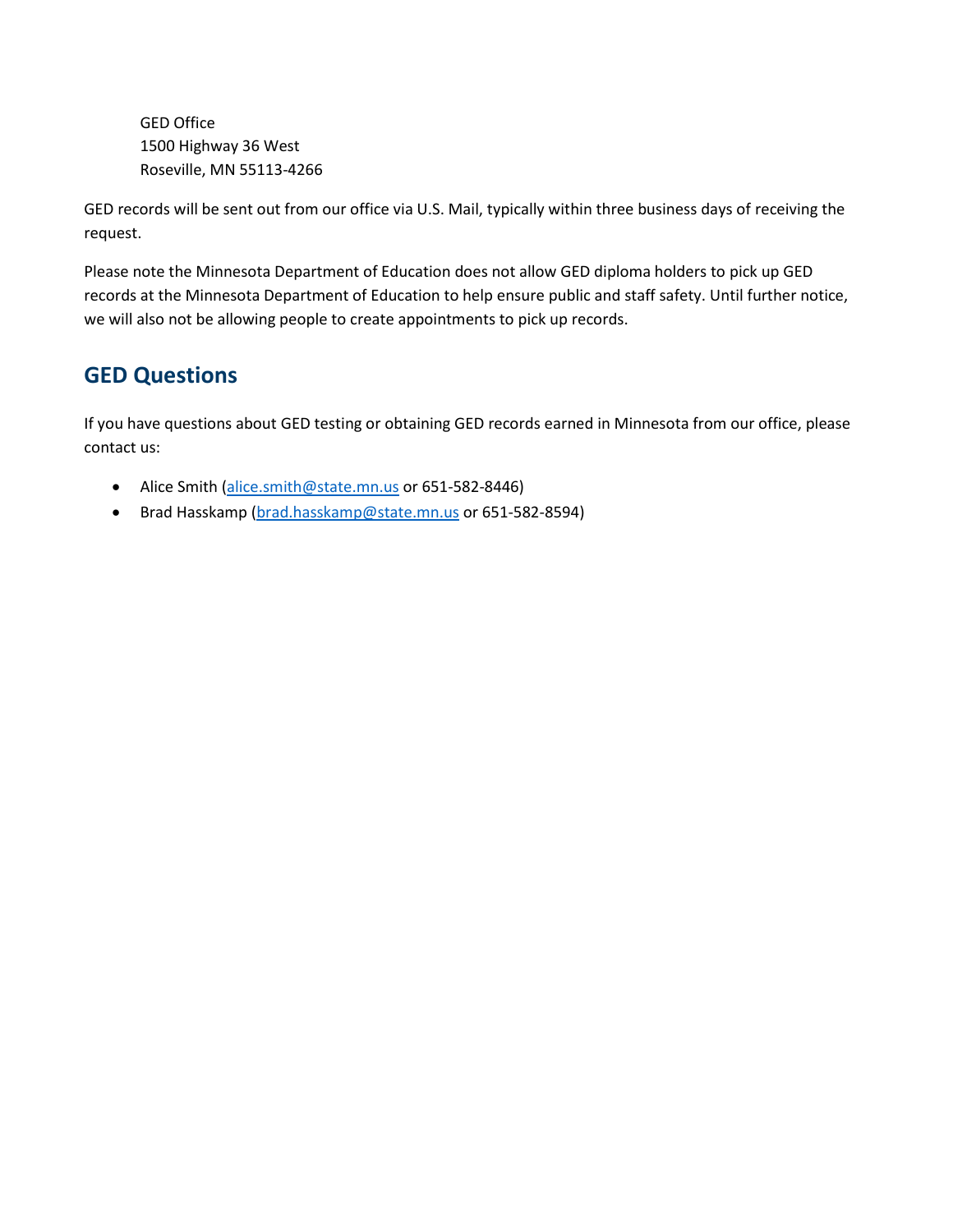GED Office
1500 Highway 36 West
Roseville, MN 55113-4266

GED records will be sent out from our office via U.S. Mail, typically within three business days of receiving the request.

Please note the Minnesota Department of Education does not allow GED diploma holders to pick up GED records at the Minnesota Department of Education to help ensure public and staff safety. Until further notice, we will also not be allowing people to create appointments to pick up records.

## GED Questions

If you have questions about GED testing or obtaining GED records earned in Minnesota from our office, please contact us:

- Alice Smith (alice.smith@state.mn.us or 651-582-8446)
- Brad Hasskamp (brad.hasskamp@state.mn.us or 651-582-8594)